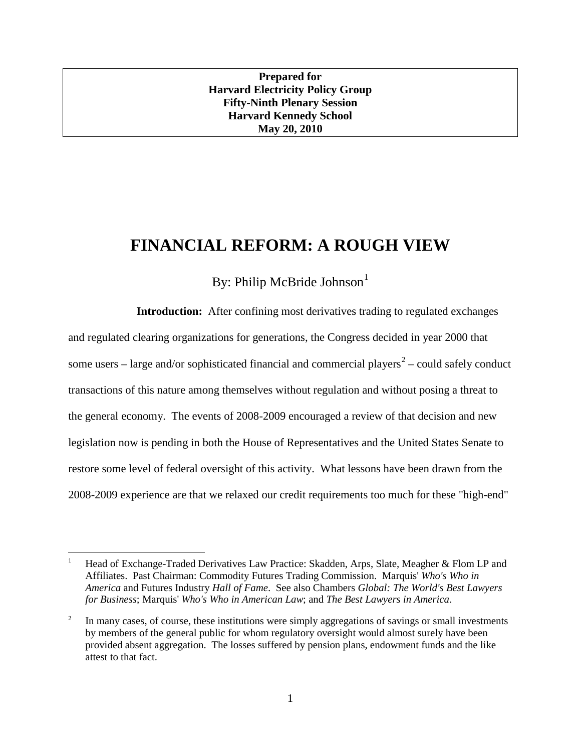**Prepared for**
**Harvard Electricity Policy Group**
**Fifty-Ninth Plenary Session**
**Harvard Kennedy School**
**May 20, 2010**

# FINANCIAL REFORM: A ROUGH VIEW

By: Philip McBride Johnson[1]

**Introduction:** After confining most derivatives trading to regulated exchanges and regulated clearing organizations for generations, the Congress decided in year 2000 that some users – large and/or sophisticated financial and commercial players[2] – could safely conduct transactions of this nature among themselves without regulation and without posing a threat to the general economy. The events of 2008-2009 encouraged a review of that decision and new legislation now is pending in both the House of Representatives and the United States Senate to restore some level of federal oversight of this activity. What lessons have been drawn from the 2008-2009 experience are that we relaxed our credit requirements too much for these "high-end"

---

[1] Head of Exchange-Traded Derivatives Law Practice: Skadden, Arps, Slate, Meagher & Flom LP and Affiliates. Past Chairman: Commodity Futures Trading Commission. Marquis' *Who's Who in America* and Futures Industry *Hall of Fame*. See also Chambers *Global: The World's Best Lawyers for Business*; Marquis' *Who's Who in American Law*; and *The Best Lawyers in America*.

[2] In many cases, of course, these institutions were simply aggregations of savings or small investments by members of the general public for whom regulatory oversight would almost surely have been provided absent aggregation. The losses suffered by pension plans, endowment funds and the like attest to that fact.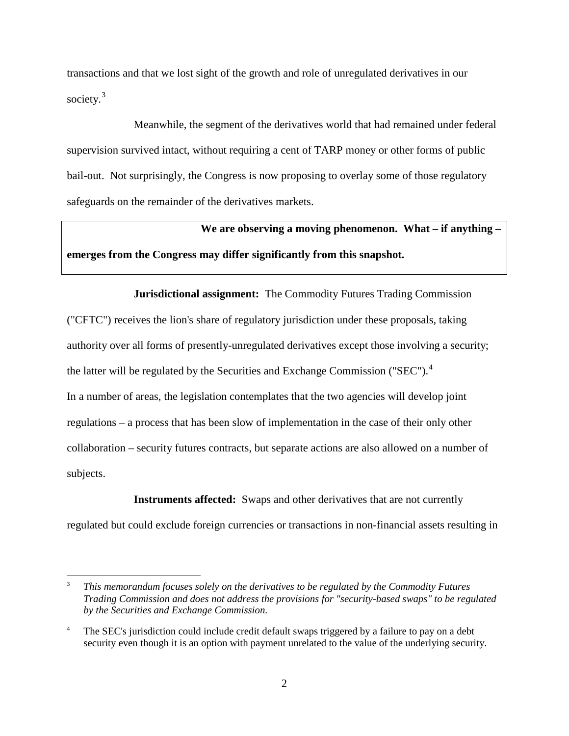transactions and that we lost sight of the growth and role of unregulated derivatives in our society.[3]

Meanwhile, the segment of the derivatives world that had remained under federal supervision survived intact, without requiring a cent of TARP money or other forms of public bail-out. Not surprisingly, the Congress is now proposing to overlay some of those regulatory safeguards on the remainder of the derivatives markets.

> **We are observing a moving phenomenon. What – if anything – emerges from the Congress may differ significantly from this snapshot.**

**Jurisdictional assignment:** The Commodity Futures Trading Commission ("CFTC") receives the lion's share of regulatory jurisdiction under these proposals, taking authority over all forms of presently-unregulated derivatives except those involving a security; the latter will be regulated by the Securities and Exchange Commission ("SEC").[4] In a number of areas, the legislation contemplates that the two agencies will develop joint regulations – a process that has been slow of implementation in the case of their only other collaboration – security futures contracts, but separate actions are also allowed on a number of subjects.

**Instruments affected:** Swaps and other derivatives that are not currently regulated but could exclude foreign currencies or transactions in non-financial assets resulting in

---

[3] *This memorandum focuses solely on the derivatives to be regulated by the Commodity Futures Trading Commission and does not address the provisions for "security-based swaps" to be regulated by the Securities and Exchange Commission.*

[4] The SEC's jurisdiction could include credit default swaps triggered by a failure to pay on a debt security even though it is an option with payment unrelated to the value of the underlying security.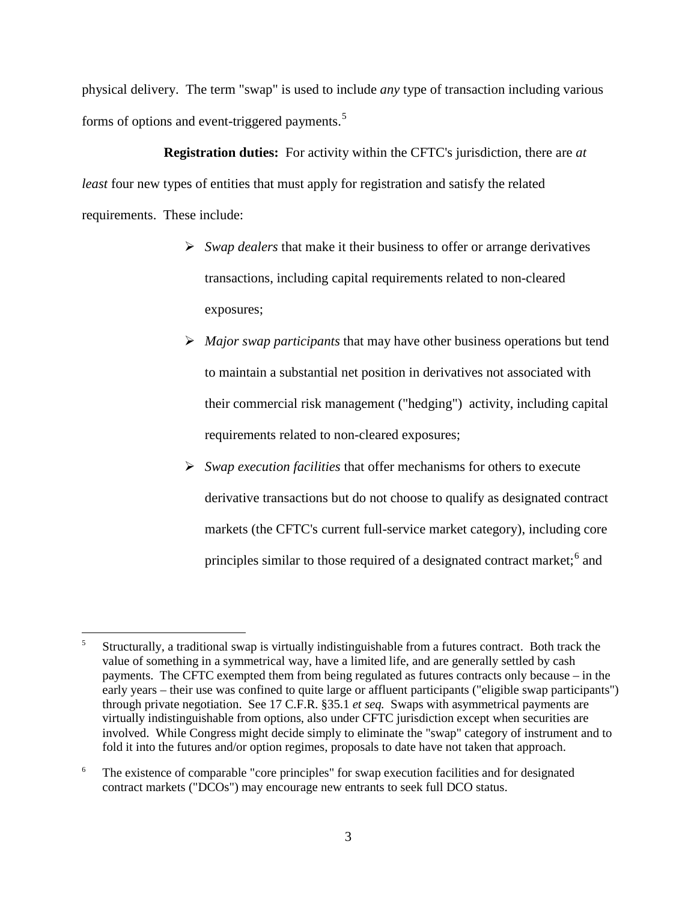physical delivery. The term "swap" is used to include *any* type of transaction including various forms of options and event-triggered payments.[5]

**Registration duties:** For activity within the CFTC's jurisdiction, there are *at least* four new types of entities that must apply for registration and satisfy the related requirements. These include:

- *Swap dealers* that make it their business to offer or arrange derivatives transactions, including capital requirements related to non-cleared exposures;
- *Major swap participants* that may have other business operations but tend to maintain a substantial net position in derivatives not associated with their commercial risk management ("hedging") activity, including capital requirements related to non-cleared exposures;
- *Swap execution facilities* that offer mechanisms for others to execute derivative transactions but do not choose to qualify as designated contract markets (the CFTC's current full-service market category), including core principles similar to those required of a designated contract market;[6] and

---

[5] Structurally, a traditional swap is virtually indistinguishable from a futures contract. Both track the value of something in a symmetrical way, have a limited life, and are generally settled by cash payments. The CFTC exempted them from being regulated as futures contracts only because – in the early years – their use was confined to quite large or affluent participants ("eligible swap participants") through private negotiation. See 17 C.F.R. §35.1 *et seq.* Swaps with asymmetrical payments are virtually indistinguishable from options, also under CFTC jurisdiction except when securities are involved. While Congress might decide simply to eliminate the "swap" category of instrument and to fold it into the futures and/or option regimes, proposals to date have not taken that approach.

[6] The existence of comparable "core principles" for swap execution facilities and for designated contract markets ("DCOs") may encourage new entrants to seek full DCO status.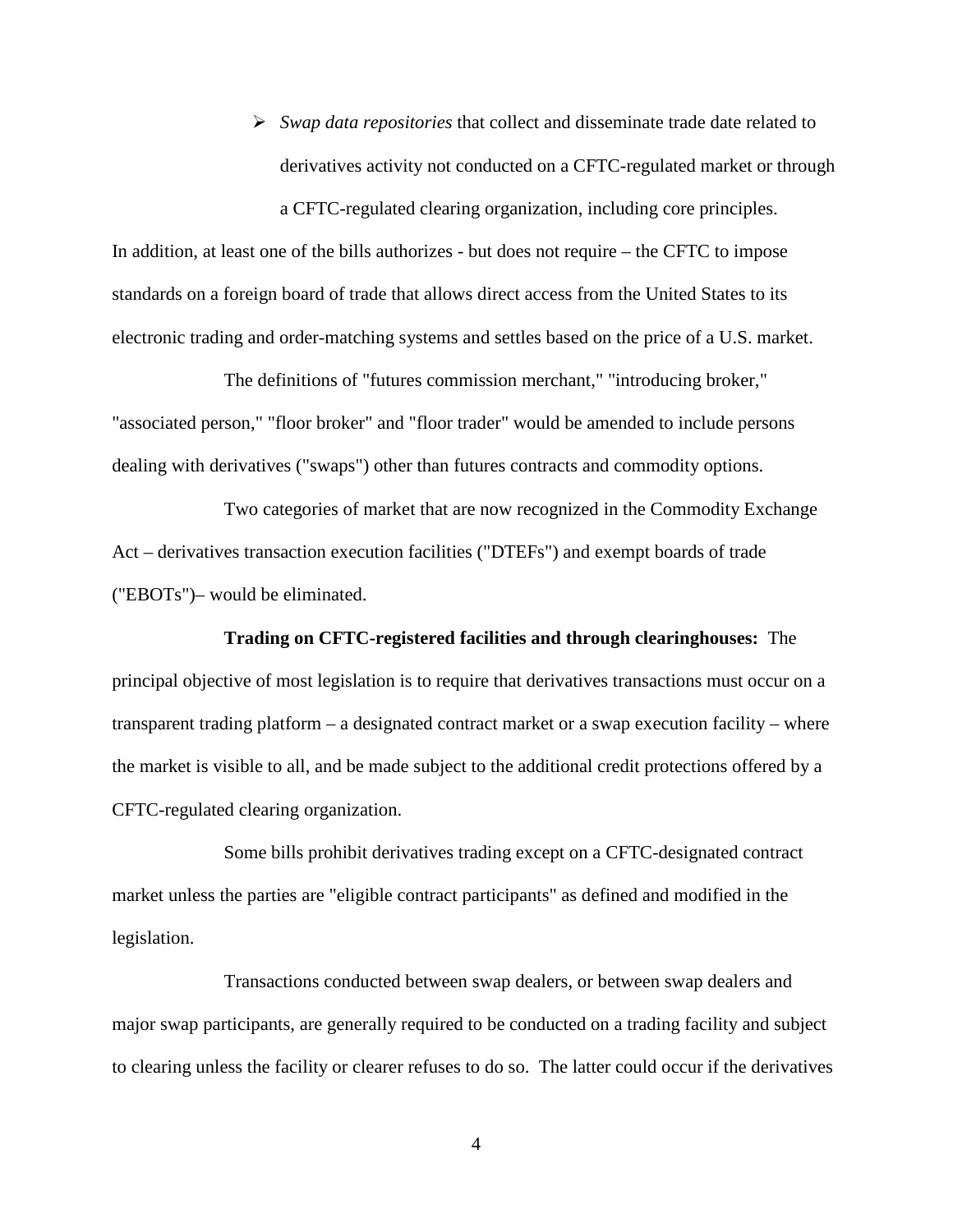- *Swap data repositories* that collect and disseminate trade date related to derivatives activity not conducted on a CFTC-regulated market or through a CFTC-regulated clearing organization, including core principles.

In addition, at least one of the bills authorizes - but does not require – the CFTC to impose standards on a foreign board of trade that allows direct access from the United States to its electronic trading and order-matching systems and settles based on the price of a U.S. market.

The definitions of "futures commission merchant," "introducing broker," "associated person," "floor broker" and "floor trader" would be amended to include persons dealing with derivatives ("swaps") other than futures contracts and commodity options.

Two categories of market that are now recognized in the Commodity Exchange Act – derivatives transaction execution facilities ("DTEFs") and exempt boards of trade ("EBOTs")– would be eliminated.

**Trading on CFTC-registered facilities and through clearinghouses:** The principal objective of most legislation is to require that derivatives transactions must occur on a transparent trading platform – a designated contract market or a swap execution facility – where the market is visible to all, and be made subject to the additional credit protections offered by a CFTC-regulated clearing organization.

Some bills prohibit derivatives trading except on a CFTC-designated contract market unless the parties are "eligible contract participants" as defined and modified in the legislation.

Transactions conducted between swap dealers, or between swap dealers and major swap participants, are generally required to be conducted on a trading facility and subject to clearing unless the facility or clearer refuses to do so. The latter could occur if the derivatives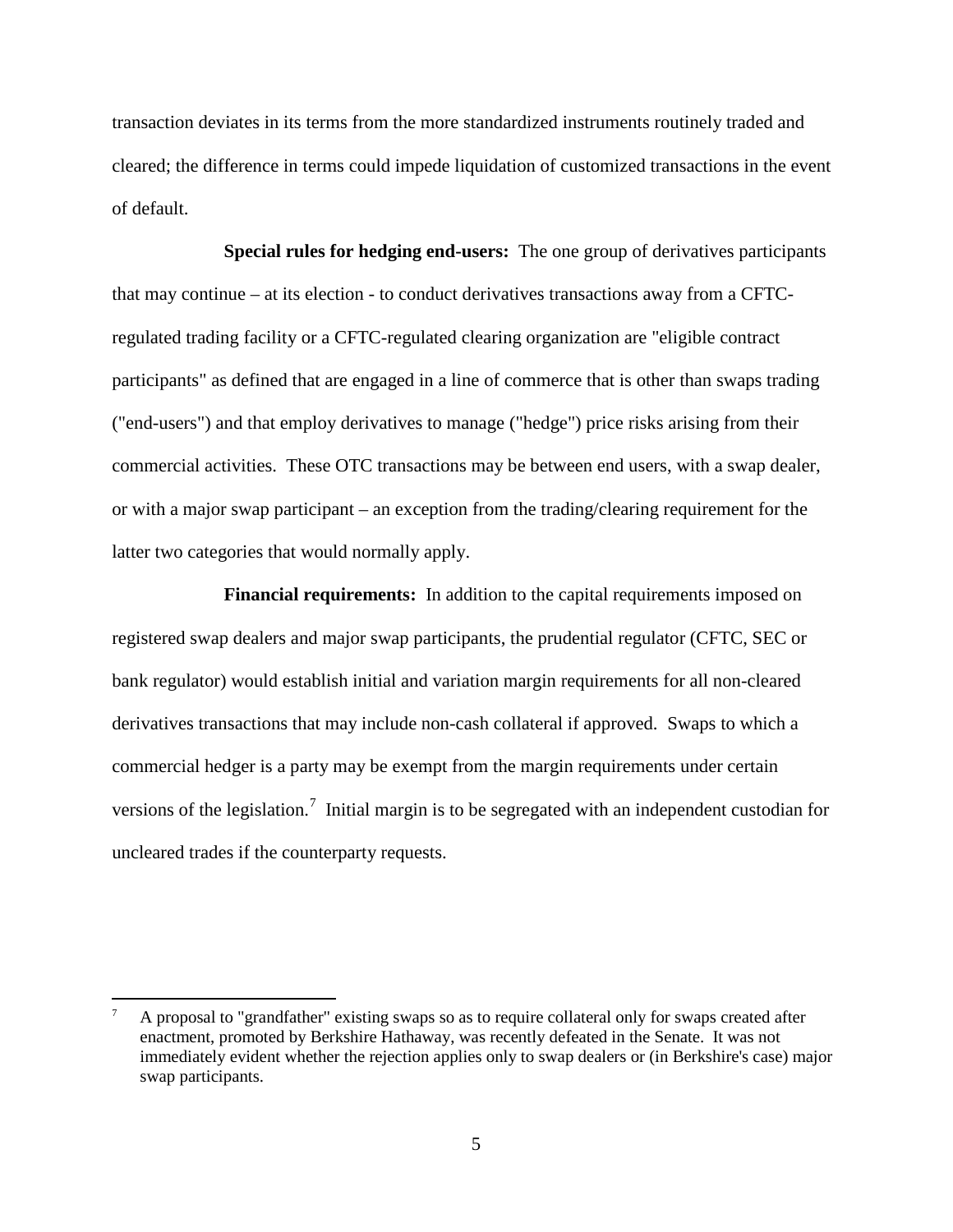transaction deviates in its terms from the more standardized instruments routinely traded and cleared; the difference in terms could impede liquidation of customized transactions in the event of default.

**Special rules for hedging end-users:** The one group of derivatives participants that may continue – at its election - to conduct derivatives transactions away from a CFTC-regulated trading facility or a CFTC-regulated clearing organization are "eligible contract participants" as defined that are engaged in a line of commerce that is other than swaps trading ("end-users") and that employ derivatives to manage ("hedge") price risks arising from their commercial activities. These OTC transactions may be between end users, with a swap dealer, or with a major swap participant – an exception from the trading/clearing requirement for the latter two categories that would normally apply.

**Financial requirements:** In addition to the capital requirements imposed on registered swap dealers and major swap participants, the prudential regulator (CFTC, SEC or bank regulator) would establish initial and variation margin requirements for all non-cleared derivatives transactions that may include non-cash collateral if approved. Swaps to which a commercial hedger is a party may be exempt from the margin requirements under certain versions of the legislation.[7] Initial margin is to be segregated with an independent custodian for uncleared trades if the counterparty requests.

---

[7] A proposal to "grandfather" existing swaps so as to require collateral only for swaps created after enactment, promoted by Berkshire Hathaway, was recently defeated in the Senate. It was not immediately evident whether the rejection applies only to swap dealers or (in Berkshire's case) major swap participants.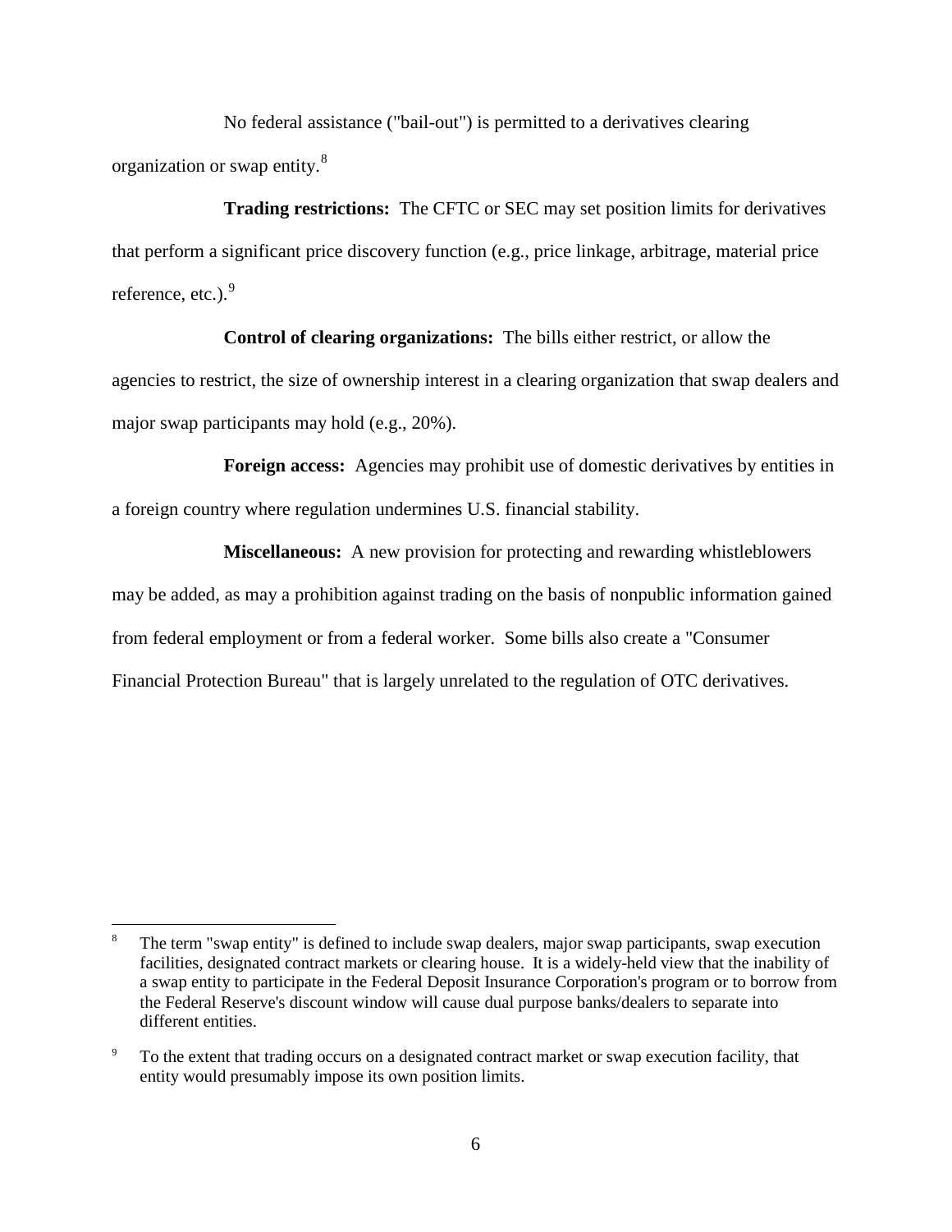No federal assistance ("bail-out") is permitted to a derivatives clearing organization or swap entity.[8]

**Trading restrictions:** The CFTC or SEC may set position limits for derivatives that perform a significant price discovery function (e.g., price linkage, arbitrage, material price reference, etc.).[9]

**Control of clearing organizations:** The bills either restrict, or allow the agencies to restrict, the size of ownership interest in a clearing organization that swap dealers and major swap participants may hold (e.g., 20%).

**Foreign access:** Agencies may prohibit use of domestic derivatives by entities in a foreign country where regulation undermines U.S. financial stability.

**Miscellaneous:** A new provision for protecting and rewarding whistleblowers may be added, as may a prohibition against trading on the basis of nonpublic information gained from federal employment or from a federal worker. Some bills also create a "Consumer Financial Protection Bureau" that is largely unrelated to the regulation of OTC derivatives.

---

[8] The term "swap entity" is defined to include swap dealers, major swap participants, swap execution facilities, designated contract markets or clearing house. It is a widely-held view that the inability of a swap entity to participate in the Federal Deposit Insurance Corporation's program or to borrow from the Federal Reserve's discount window will cause dual purpose banks/dealers to separate into different entities.

[9] To the extent that trading occurs on a designated contract market or swap execution facility, that entity would presumably impose its own position limits.